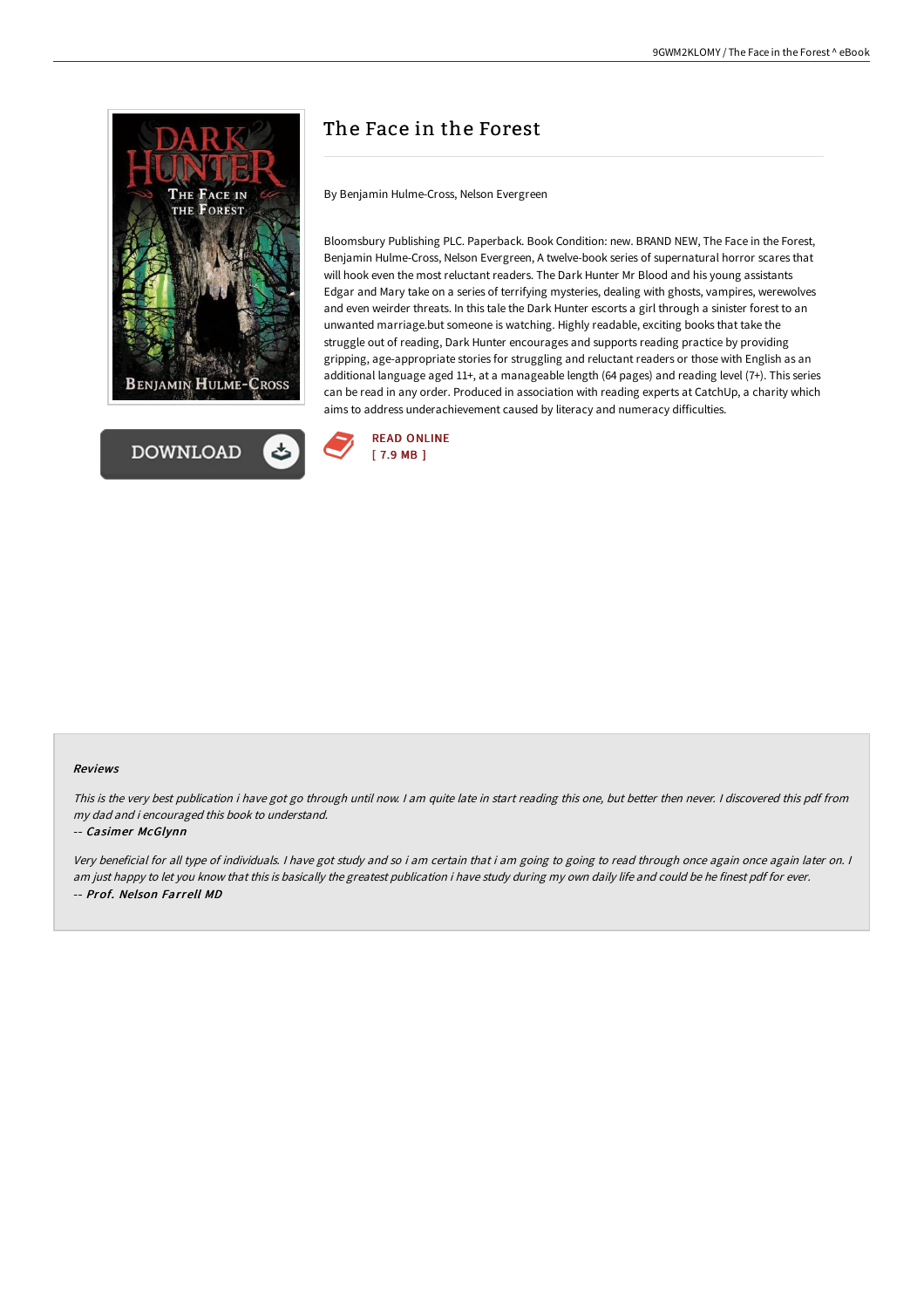# The Face in the Forest

By Benjamin Hulme-Cross, Nelson Evergreen

Bloomsbury Publishing PLC. Paperback. Book Condition: new. BRAND NEW, The Face in the Forest, Benjamin Hulme-Cross, Nelson Evergreen, A twelve-book series of supernatural horror scares that will hook even the most reluctant readers. The Dark Hunter Mr Blood and his young assistants Edgar and Mary take on a series of terrifying mysteries, dealing with ghosts, vampires, werewolves and even weirder threats. In this tale the Dark Hunter escorts a girl through a sinister forest to an unwanted marriage.but someone is watching. Highly readable, exciting books that take the struggle out of reading, Dark Hunter encourages and supports reading practice by providing gripping, age-appropriate stories for struggling and reluctant readers or those with English as an additional language aged 11+, at a manageable length (64 pages) and reading level (7+). This series can be read in any order. Produced in association with reading experts at CatchUp, a charity which aims to address underachievement caused by literacy and numeracy difficulties.

DOWNLOAD

READ ONLINE
[ 7.9 MB ]

### Reviews

*This is the very best publication i have got go through until now. I am quite late in start reading this one, but better then never. I discovered this pdf from my dad and i encouraged this book to understand.*

-- ***Casimer McGlynn***

*Very beneficial for all type of individuals. I have got study and so i am certain that i am going to going to read through once again once again later on. I am just happy to let you know that this is basically the greatest publication i have study during my own daily life and could be he finest pdf for ever.*

-- ***Prof. Nelson Farrell MD***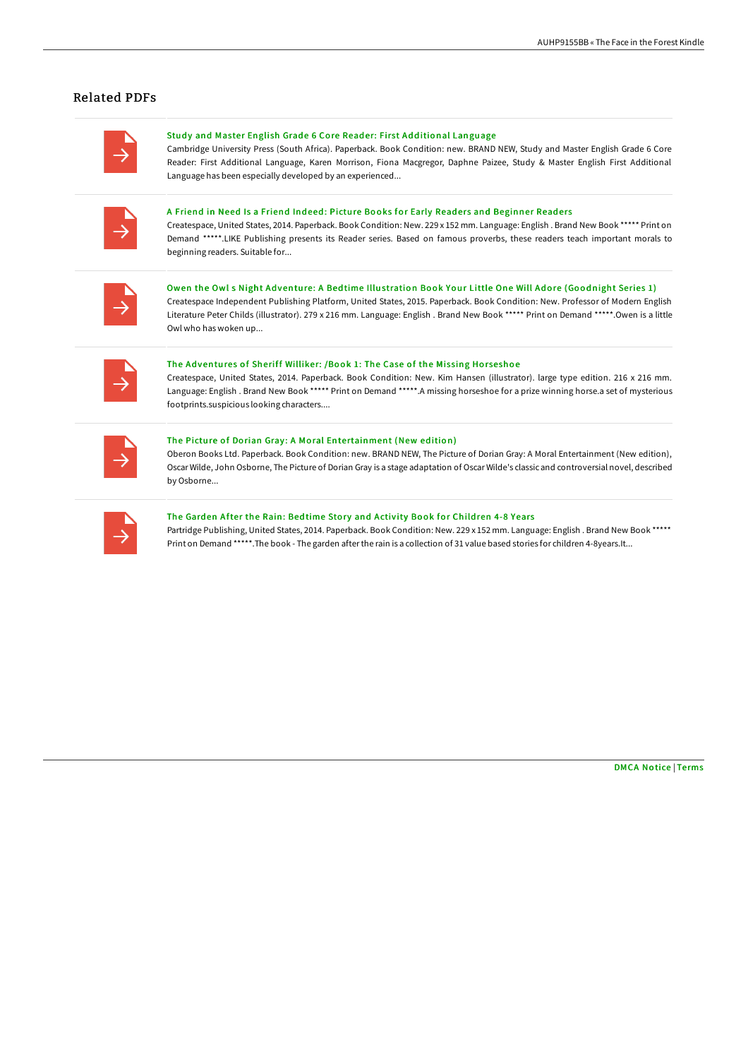## Related PDFs

### Study and Master English Grade 6 Core Reader: First Additional Language

Cambridge University Press (South Africa). Paperback. Book Condition: new. BRAND NEW, Study and Master English Grade 6 Core Reader: First Additional Language, Karen Morrison, Fiona Macgregor, Daphne Paizee, Study & Master English First Additional Language has been especially developed by an experienced...

### A Friend in Need Is a Friend Indeed: Picture Books for Early Readers and Beginner Readers

Createspace, United States, 2014. Paperback. Book Condition: New. 229 x 152 mm. Language: English . Brand New Book ***** Print on Demand *****.LIKE Publishing presents its Reader series. Based on famous proverbs, these readers teach important morals to beginning readers. Suitable for...

### Owen the Owl s Night Adventure: A Bedtime Illustration Book Your Little One Will Adore (Goodnight Series 1)

Createspace Independent Publishing Platform, United States, 2015. Paperback. Book Condition: New. Professor of Modern English Literature Peter Childs (illustrator). 279 x 216 mm. Language: English . Brand New Book ***** Print on Demand *****.Owen is a little Owl who has woken up...

### The Adventures of Sheriff Williker: /Book 1: The Case of the Missing Horseshoe

Createspace, United States, 2014. Paperback. Book Condition: New. Kim Hansen (illustrator). large type edition. 216 x 216 mm. Language: English . Brand New Book ***** Print on Demand *****.A missing horseshoe for a prize winning horse.a set of mysterious footprints.suspicious looking characters....

### The Picture of Dorian Gray: A Moral Entertainment (New edition)

Oberon Books Ltd. Paperback. Book Condition: new. BRAND NEW, The Picture of Dorian Gray: A Moral Entertainment (New edition), Oscar Wilde, John Osborne, The Picture of Dorian Gray is a stage adaptation of Oscar Wilde's classic and controversial novel, described by Osborne...

### The Garden After the Rain: Bedtime Story and Activity Book for Children 4-8 Years

Partridge Publishing, United States, 2014. Paperback. Book Condition: New. 229 x 152 mm. Language: English . Brand New Book ***** Print on Demand *****.The book - The garden after the rain is a collection of 31 value based stories for children 4-8years.It...